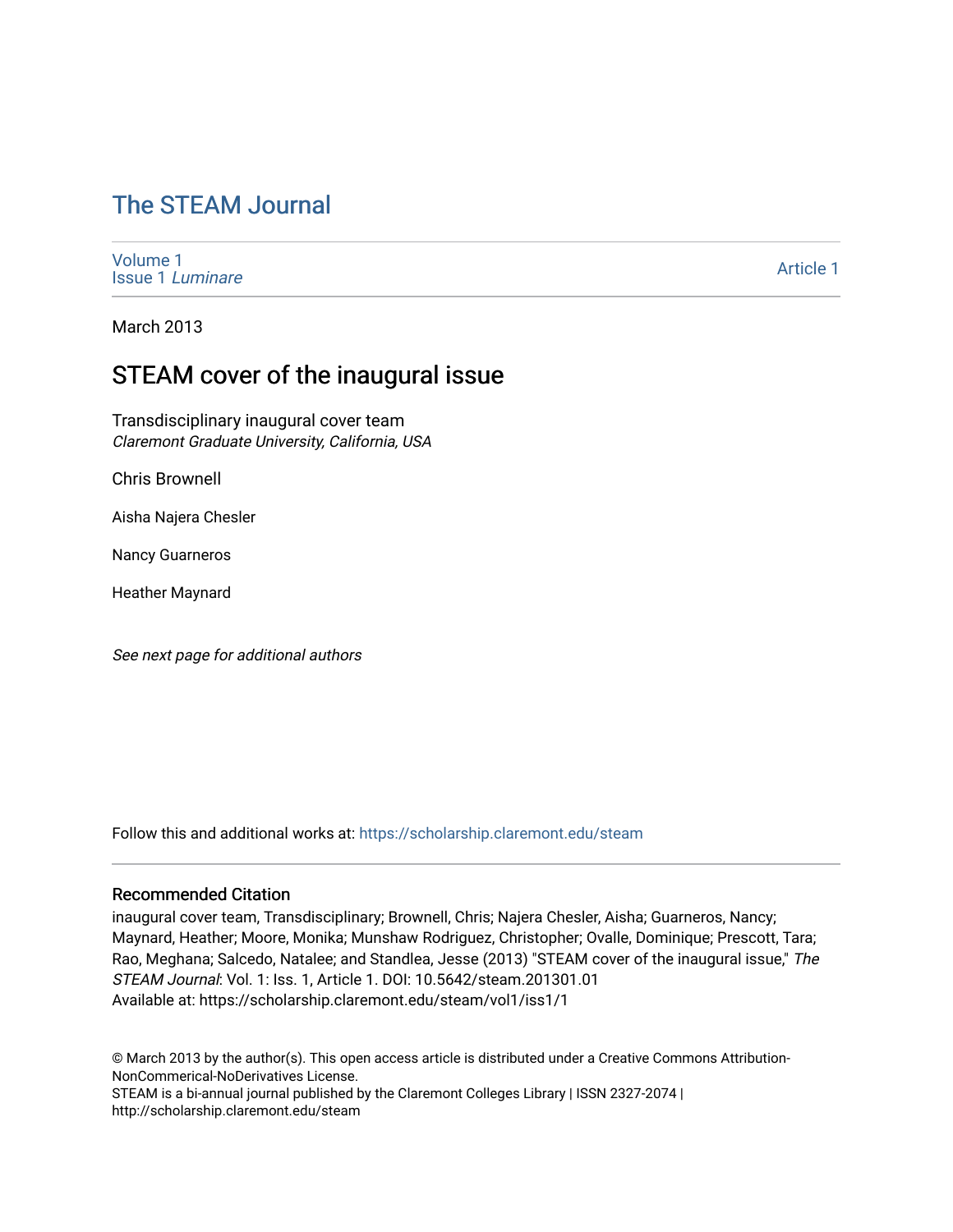# The STEAM Journal

Volume 1
Issue 1 *Luminare*

Article 1

March 2013

## STEAM cover of the inaugural issue

Transdisciplinary inaugural cover team
*Claremont Graduate University, California, USA*

Chris Brownell

Aisha Najera Chesler

Nancy Guarneros

Heather Maynard

*See next page for additional authors*

Follow this and additional works at: https://scholarship.claremont.edu/steam

### Recommended Citation

inaugural cover team, Transdisciplinary; Brownell, Chris; Najera Chesler, Aisha; Guarneros, Nancy; Maynard, Heather; Moore, Monika; Munshaw Rodriguez, Christopher; Ovalle, Dominique; Prescott, Tara; Rao, Meghana; Salcedo, Natalee; and Standlea, Jesse (2013) "STEAM cover of the inaugural issue," *The STEAM Journal*: Vol. 1: Iss. 1, Article 1. DOI: 10.5642/steam.201301.01
Available at: https://scholarship.claremont.edu/steam/vol1/iss1/1

© March 2013 by the author(s). This open access article is distributed under a Creative Commons Attribution-NonCommerical-NoDerivatives License.
STEAM is a bi-annual journal published by the Claremont Colleges Library | ISSN 2327-2074 | http://scholarship.claremont.edu/steam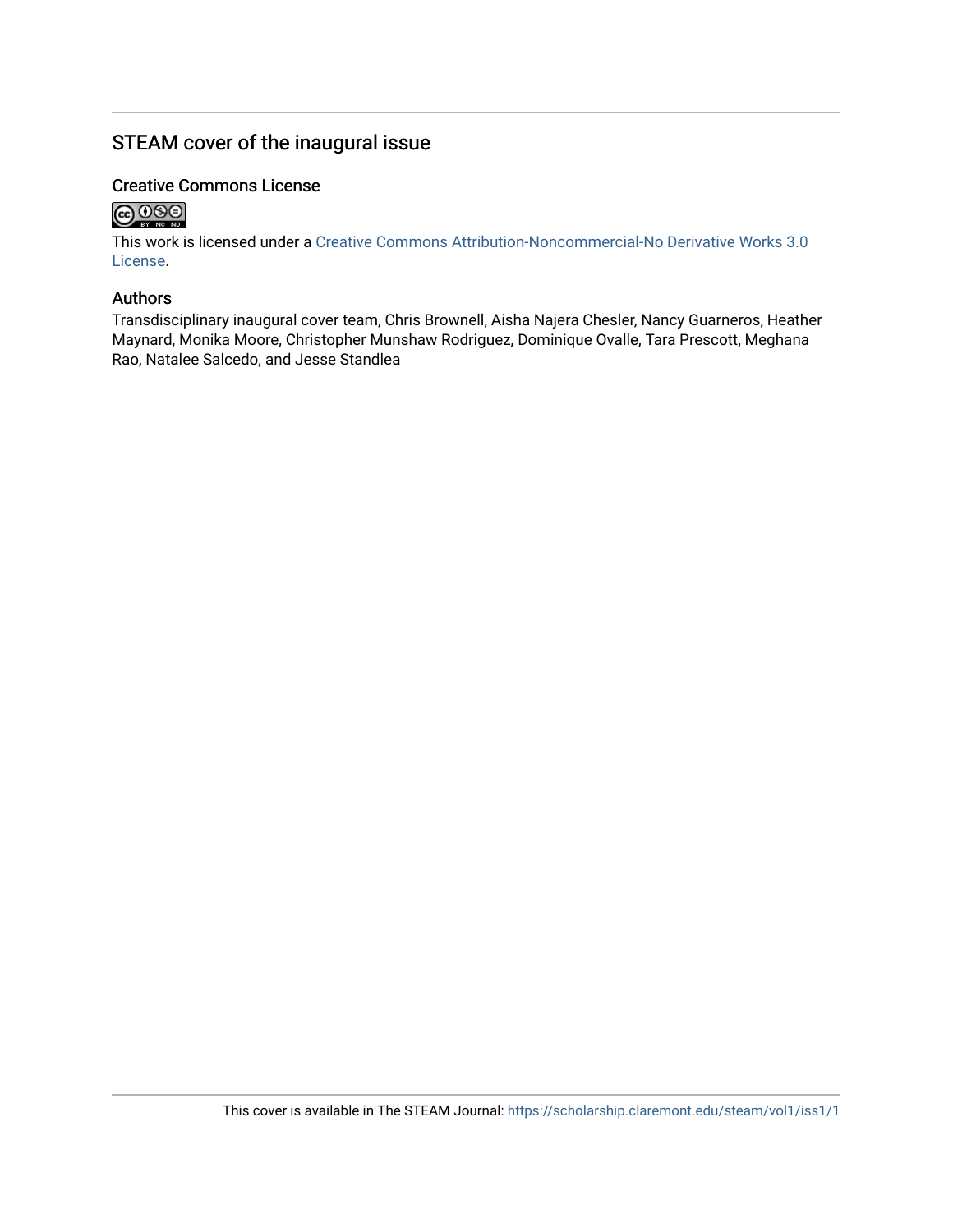## STEAM cover of the inaugural issue

### Creative Commons License

This work is licensed under a Creative Commons Attribution-Noncommercial-No Derivative Works 3.0 License.

### Authors

Transdisciplinary inaugural cover team, Chris Brownell, Aisha Najera Chesler, Nancy Guarneros, Heather Maynard, Monika Moore, Christopher Munshaw Rodriguez, Dominique Ovalle, Tara Prescott, Meghana Rao, Natalee Salcedo, and Jesse Standlea

This cover is available in The STEAM Journal: https://scholarship.claremont.edu/steam/vol1/iss1/1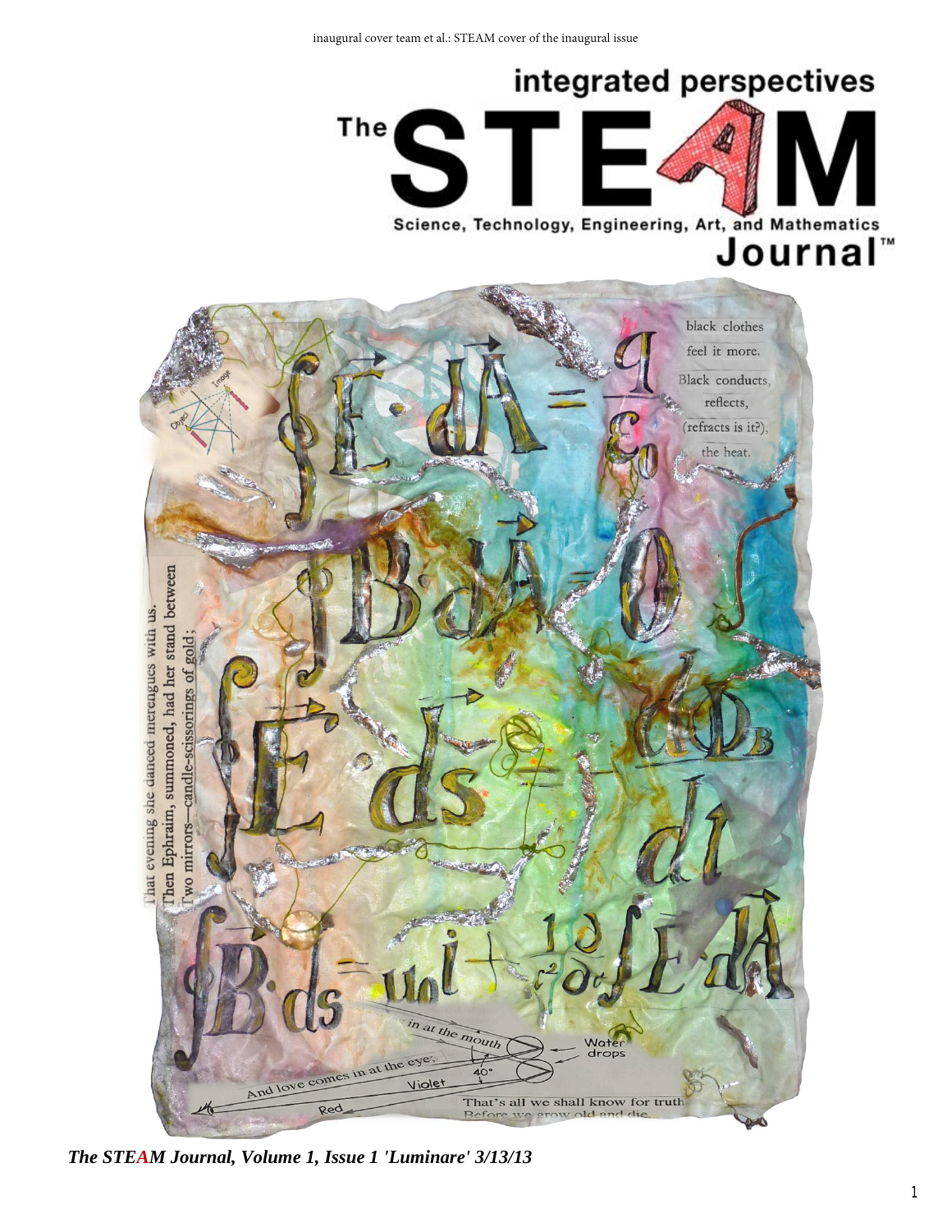# The STEAM Journal

integrated perspectives

Science, Technology, Engineering, Art, and Mathematics

*The STEAM Journal, Volume 1, Issue 1 'Luminare' 3/13/13*